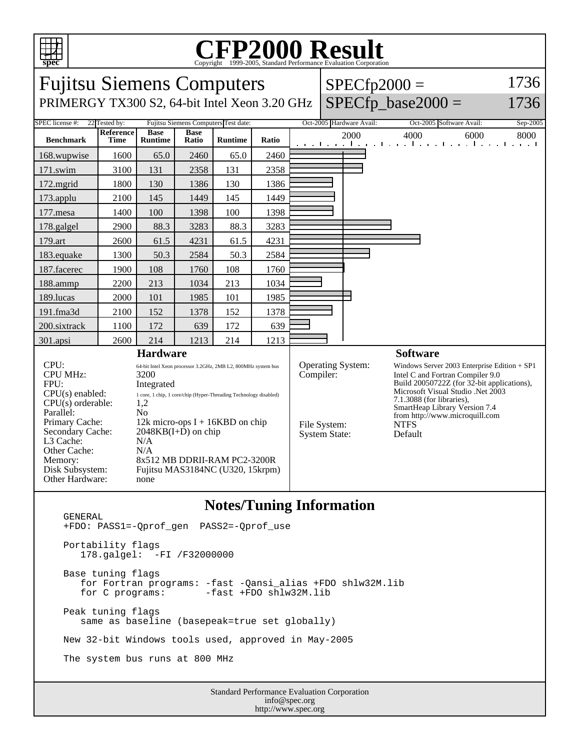# CFP2000 Result

Copyright 1999-2005, Standard Performance Evaluation Corporation

## Fujitsu Siemens Computers

PRIMERGY TX300 S2, 64-bit Intel Xeon 3.20 GHz

SPECfp2000 = 1736

SPECfp_base2000 = 1736

| SPEC license #: | 22 | Tested by: | Fujitsu Siemens Computers | Test date: | Oct-2005 | Hardware Avail: | Oct-2005 | Software Avail: | Sep-2005 |
|---|---|---|---|---|---|---|---|---|---|

| Benchmark | Reference Time | Base Runtime | Base Ratio | Runtime | Ratio |
|---|---|---|---|---|---|
| 168.wupwise | 1600 | 65.0 | 2460 | 65.0 | 2460 |
| 171.swim | 3100 | 131 | 2358 | 131 | 2358 |
| 172.mgrid | 1800 | 130 | 1386 | 130 | 1386 |
| 173.applu | 2100 | 145 | 1449 | 145 | 1449 |
| 177.mesa | 1400 | 100 | 1398 | 100 | 1398 |
| 178.galgel | 2900 | 88.3 | 3283 | 88.3 | 3283 |
| 179.art | 2600 | 61.5 | 4231 | 61.5 | 4231 |
| 183.equake | 1300 | 50.3 | 2584 | 50.3 | 2584 |
| 187.facerec | 1900 | 108 | 1760 | 108 | 1760 |
| 188.ammp | 2200 | 213 | 1034 | 213 | 1034 |
| 189.lucas | 2000 | 101 | 1985 | 101 | 1985 |
| 191.fma3d | 2100 | 152 | 1378 | 152 | 1378 |
| 200.sixtrack | 1100 | 172 | 639 | 172 | 639 |
| 301.apsi | 2600 | 214 | 1213 | 214 | 1213 |

### Hardware

| | |
|---|---|
| CPU: | 64-bit Intel Xeon processor 3.2GHz, 2MB L2, 800MHz system bus |
| CPU MHz: | 3200 |
| FPU: | Integrated |
| CPU(s) enabled: | 1 core, 1 chip, 1 core/chip (Hyper-Threading Technology disabled) |
| CPU(s) orderable: | 1,2 |
| Parallel: | No |
| Primary Cache: | 12k micro-ops I + 16KBD on chip |
| Secondary Cache: | 2048KB(I+D) on chip |
| L3 Cache: | N/A |
| Other Cache: | N/A |
| Memory: | 8x512 MB DDRII-RAM PC2-3200R |
| Disk Subsystem: | Fujitsu MAS3184NC (U320, 15krpm) |
| Other Hardware: | none |

### Software

| | |
|---|---|
| Operating System: | Windows Server 2003 Enterprise Edition + SP1 |
| Compiler: | Intel C and Fortran Compiler 9.0 Build 20050722Z (for 32-bit applications), Microsoft Visual Studio .Net 2003 7.1.3088 (for libraries), SmartHeap Library Version 7.4 from http://www.microquill.com |
| File System: | NTFS |
| System State: | Default |

## Notes/Tuning Information

```
GENERAL
+FDO: PASS1=-Qprof_gen  PASS2=-Qprof_use

Portability flags
   178.galgel:  -FI /F32000000

Base tuning flags
   for Fortran programs: -fast -Qansi_alias +FDO shlw32M.lib
   for C programs:        -fast +FDO shlw32M.lib

Peak tuning flags
   same as baseline (basepeak=true set globally)

New 32-bit Windows tools used, approved in May-2005

The system bus runs at 800 MHz
```

Standard Performance Evaluation Corporation
info@spec.org
http://www.spec.org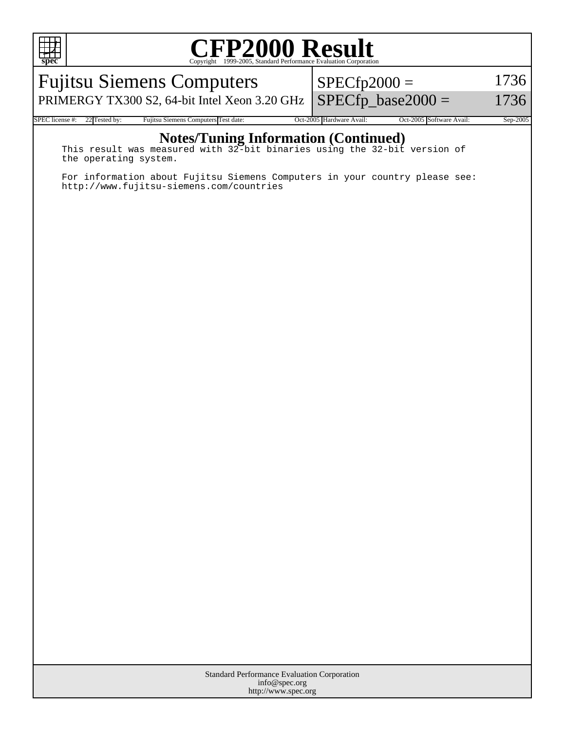# CFP2000 Result

Copyright 1999-2005, Standard Performance Evaluation Corporation

Fujitsu Siemens Computers

PRIMERGY TX300 S2, 64-bit Intel Xeon 3.20 GHz

SPECfp2000 = 1736

SPECfp_base2000 = 1736

| SPEC license #: | 22 | Tested by: | Fujitsu Siemens Computers | Test date: | Oct-2005 | Hardware Avail: | Oct-2005 | Software Avail: | Sep-2005 |
|---|---|---|---|---|---|---|---|---|---|

## Notes/Tuning Information (Continued)

```
This result was measured with 32-bit binaries using the 32-bit version of
the operating system.

For information about Fujitsu Siemens Computers in your country please see:
http://www.fujitsu-siemens.com/countries
```

Standard Performance Evaluation Corporation
info@spec.org
http://www.spec.org